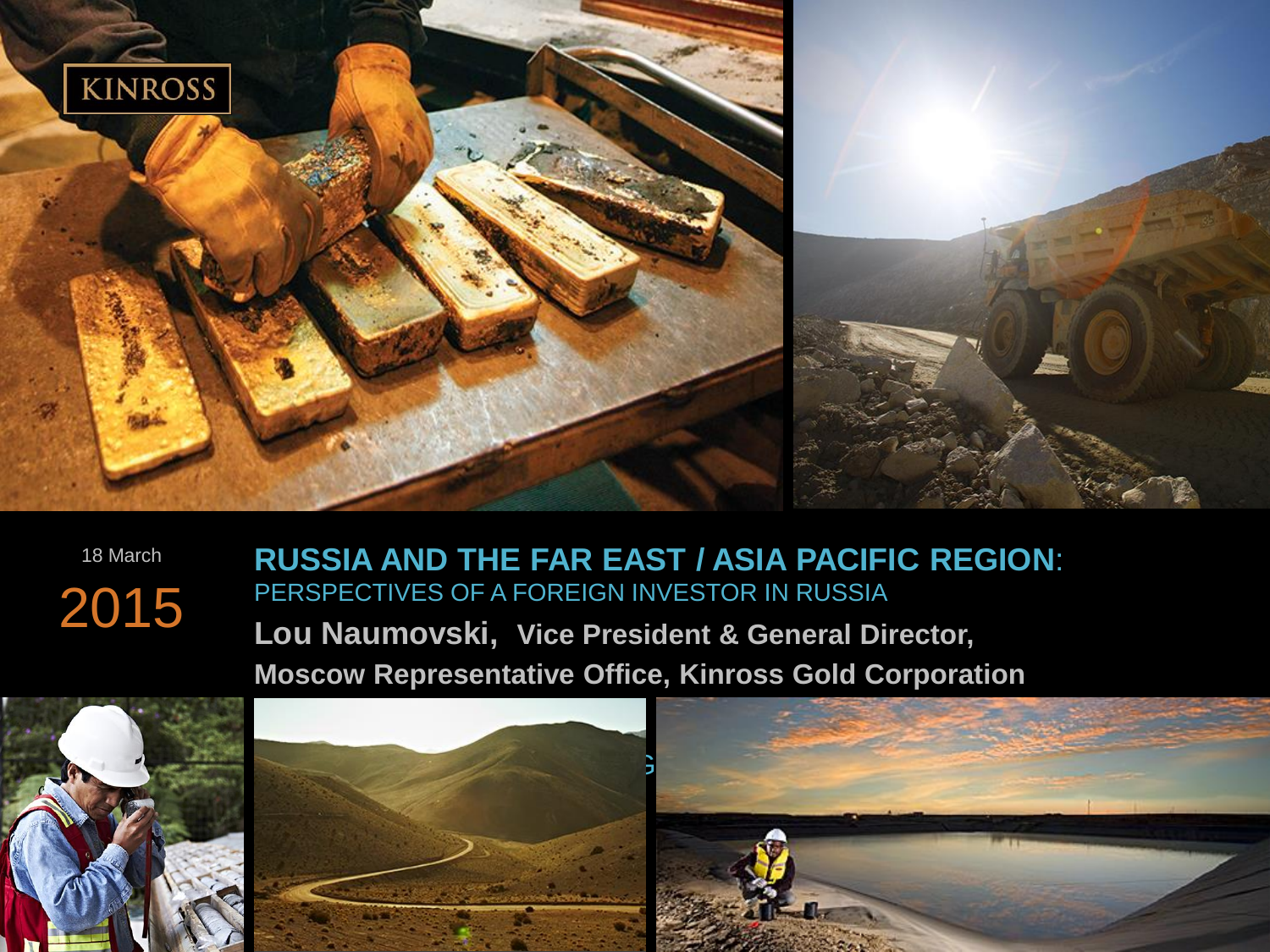KINROSS

18 March

2015

# RUSSIA AND THE FAR EAST / ASIA PACIFIC REGION:

## PERSPECTIVES OF A FOREIGN INVESTOR IN RUSSIA

**Lou Naumovski, Vice President & General Director,**

**Moscow Representative Office, Kinross Gold Corporation**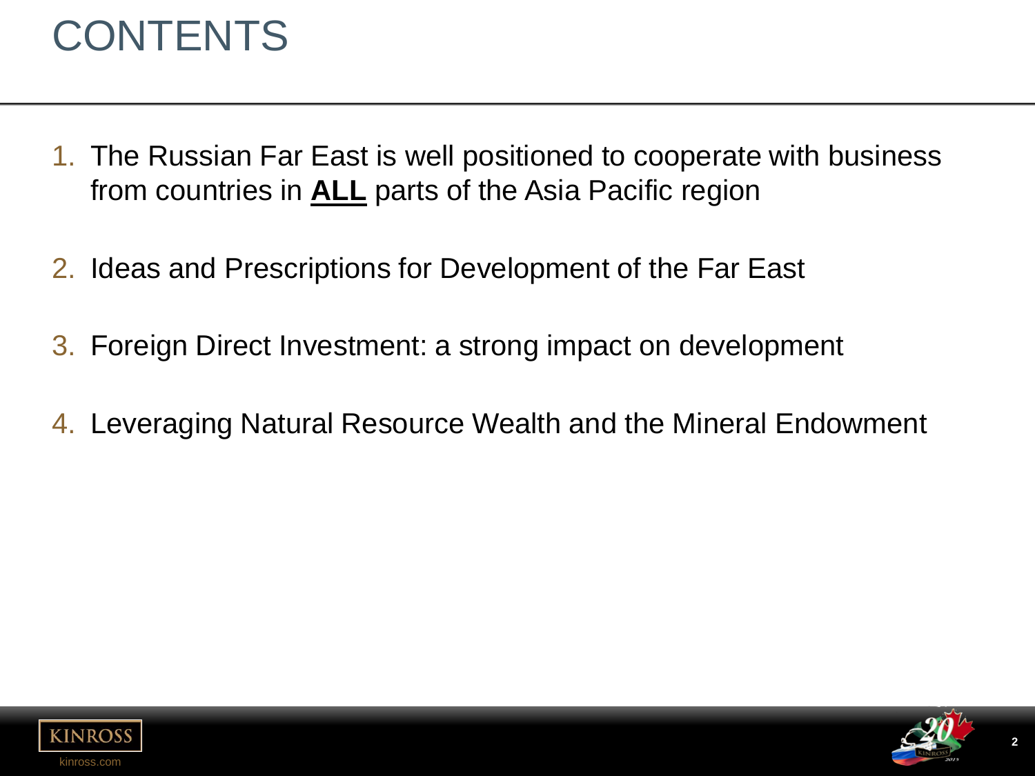# CONTENTS

1. The Russian Far East is well positioned to cooperate with business from countries in **ALL** parts of the Asia Pacific region

2. Ideas and Prescriptions for Development of the Far East

3. Foreign Direct Investment: a strong impact on development

4. Leveraging Natural Resource Wealth and the Mineral Endowment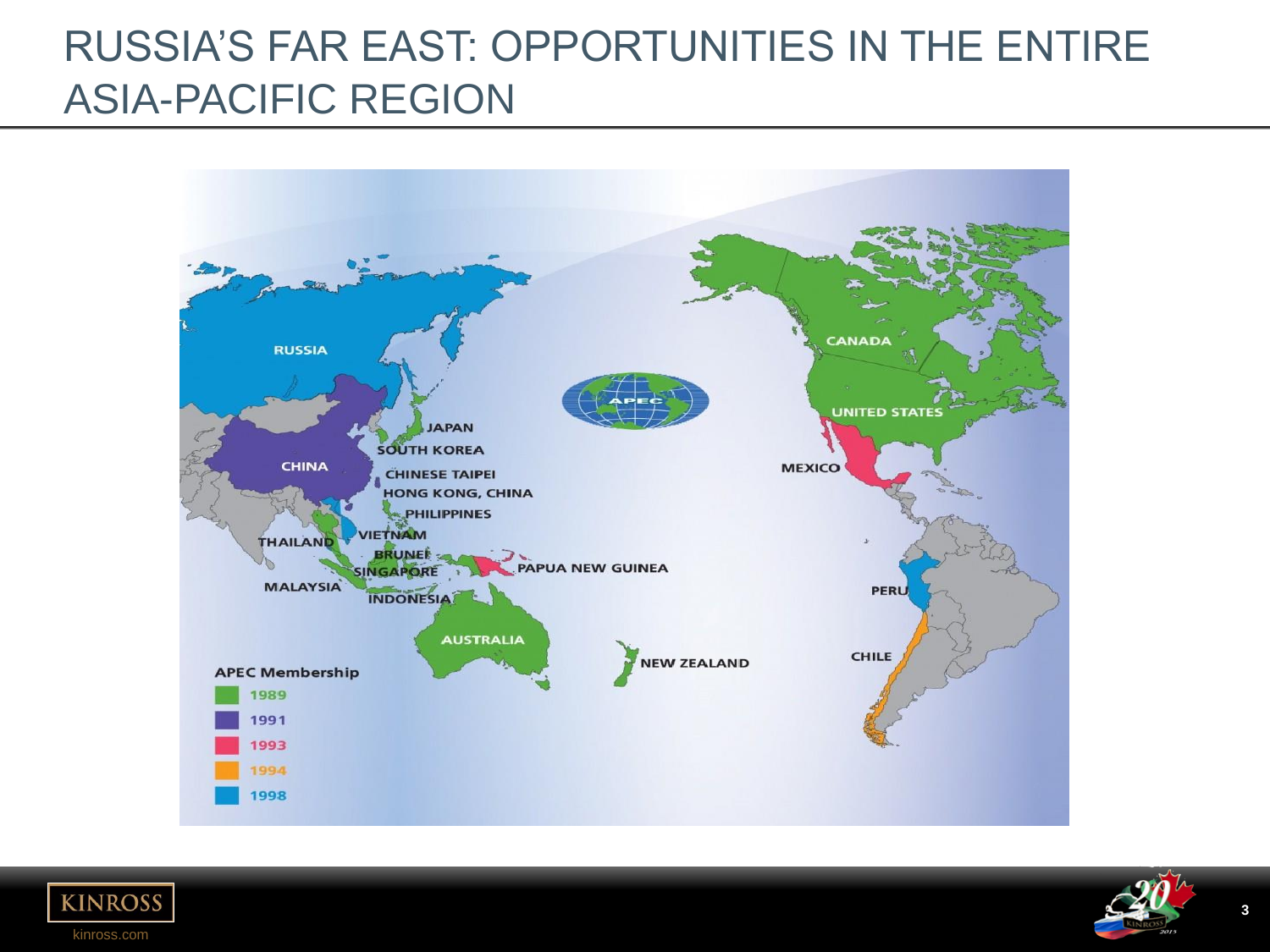# RUSSIA'S FAR EAST: OPPORTUNITIES IN THE ENTIRE ASIA-PACIFIC REGION

RUSSIA

CHINA

JAPAN

SOUTH KOREA

CHINESE TAIPEI

HONG KONG, CHINA

PHILIPPINES

VIETNAM

THAILAND

BRUNEI

SINGAPORE

MALAYSIA

INDONESIA

PAPUA NEW GUINEA

AUSTRALIA

NEW ZEALAND

CANADA

UNITED STATES

MEXICO

PERU

CHILE

APEC

**APEC Membership**

- 1989
- 1991
- 1993
- 1994
- 1998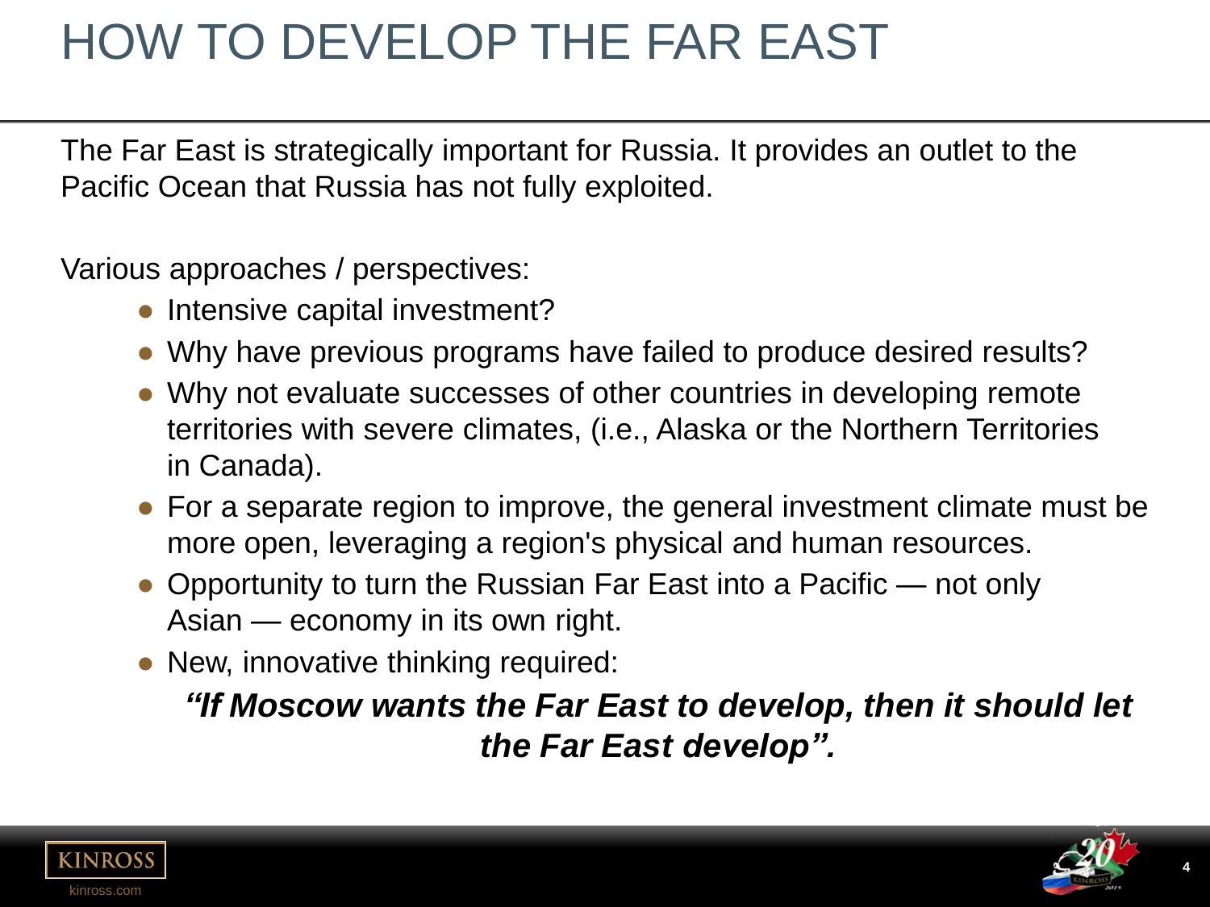# HOW TO DEVELOP THE FAR EAST

The Far East is strategically important for Russia. It provides an outlet to the Pacific Ocean that Russia has not fully exploited.

Various approaches / perspectives:

- Intensive capital investment?
- Why have previous programs have failed to produce desired results?
- Why not evaluate successes of other countries in developing remote territories with severe climates, (i.e., Alaska or the Northern Territories in Canada).
- For a separate region to improve, the general investment climate must be more open, leveraging a region's physical and human resources.
- Opportunity to turn the Russian Far East into a Pacific — not only Asian — economy in its own right.
- New, innovative thinking required:

***"If Moscow wants the Far East to develop, then it should let the Far East develop".***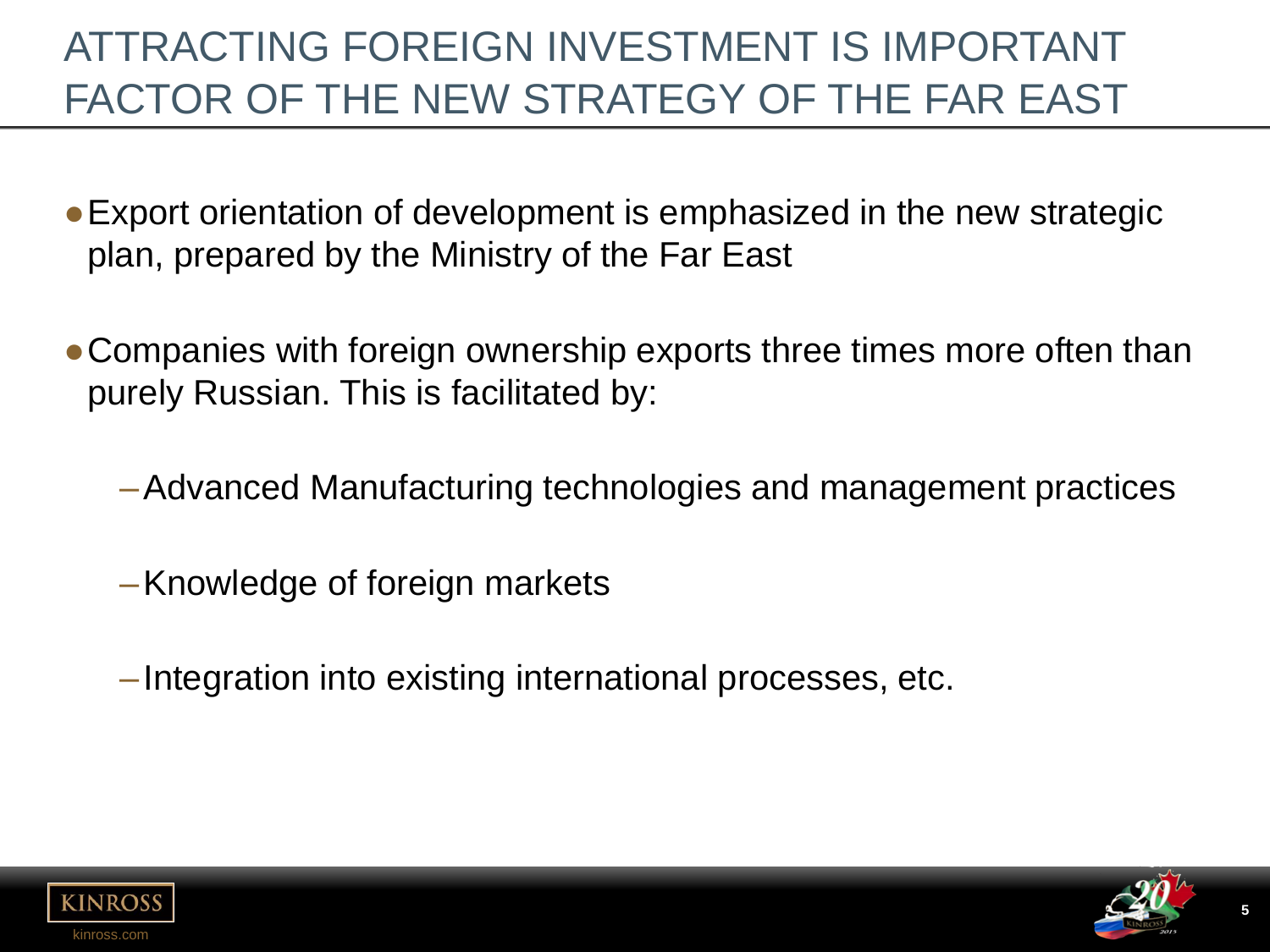# ATTRACTING FOREIGN INVESTMENT IS IMPORTANT FACTOR OF THE NEW STRATEGY OF THE FAR EAST

- Export orientation of development is emphasized in the new strategic plan, prepared by the Ministry of the Far East
- Companies with foreign ownership exports three times more often than purely Russian. This is facilitated by:
  - Advanced Manufacturing technologies and management practices
  - Knowledge of foreign markets
  - Integration into existing international processes, etc.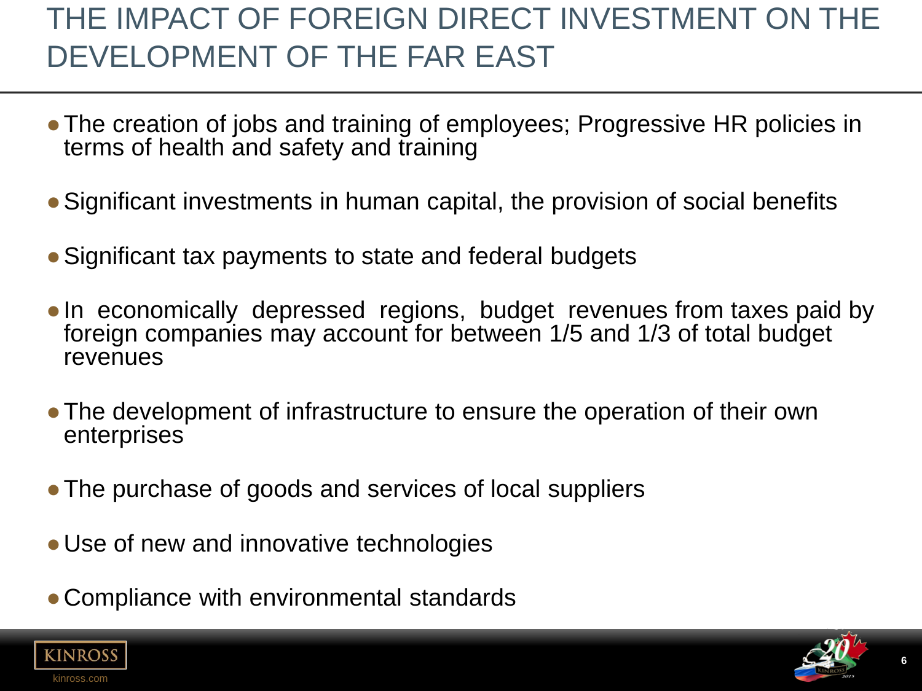# THE IMPACT OF FOREIGN DIRECT INVESTMENT ON THE DEVELOPMENT OF THE FAR EAST

- The creation of jobs and training of employees; Progressive HR policies in terms of health and safety and training
- Significant investments in human capital, the provision of social benefits
- Significant tax payments to state and federal budgets
- In economically depressed regions, budget revenues from taxes paid by foreign companies may account for between 1/5 and 1/3 of total budget revenues
- The development of infrastructure to ensure the operation of their own enterprises
- The purchase of goods and services of local suppliers
- Use of new and innovative technologies
- Compliance with environmental standards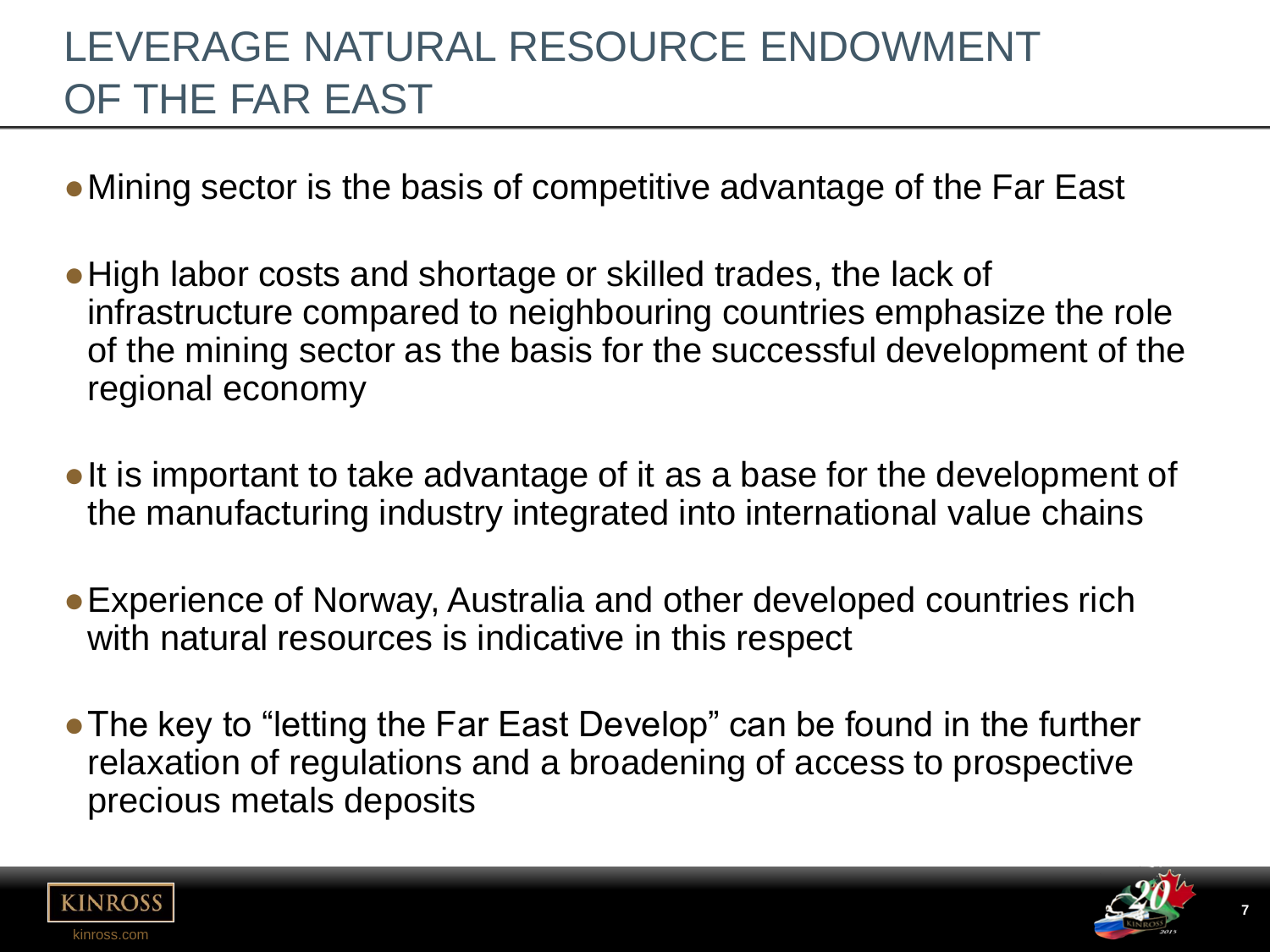# LEVERAGE NATURAL RESOURCE ENDOWMENT OF THE FAR EAST

- Mining sector is the basis of competitive advantage of the Far East
- High labor costs and shortage or skilled trades, the lack of infrastructure compared to neighbouring countries emphasize the role of the mining sector as the basis for the successful development of the regional economy
- It is important to take advantage of it as a base for the development of the manufacturing industry integrated into international value chains
- Experience of Norway, Australia and other developed countries rich with natural resources is indicative in this respect
- The key to "letting the Far East Develop" can be found in the further relaxation of regulations and a broadening of access to prospective precious metals deposits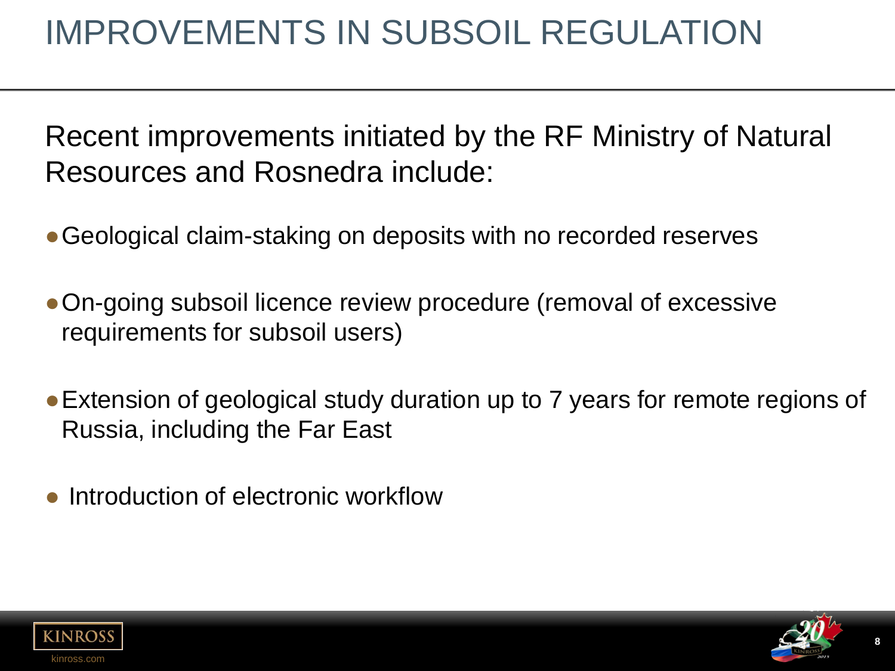# IMPROVEMENTS IN SUBSOIL REGULATION

Recent improvements initiated by the RF Ministry of Natural Resources and Rosnedra include:

- Geological claim-staking on deposits with no recorded reserves
- On-going subsoil licence review procedure (removal of excessive requirements for subsoil users)
- Extension of geological study duration up to 7 years for remote regions of Russia, including the Far East
- Introduction of electronic workflow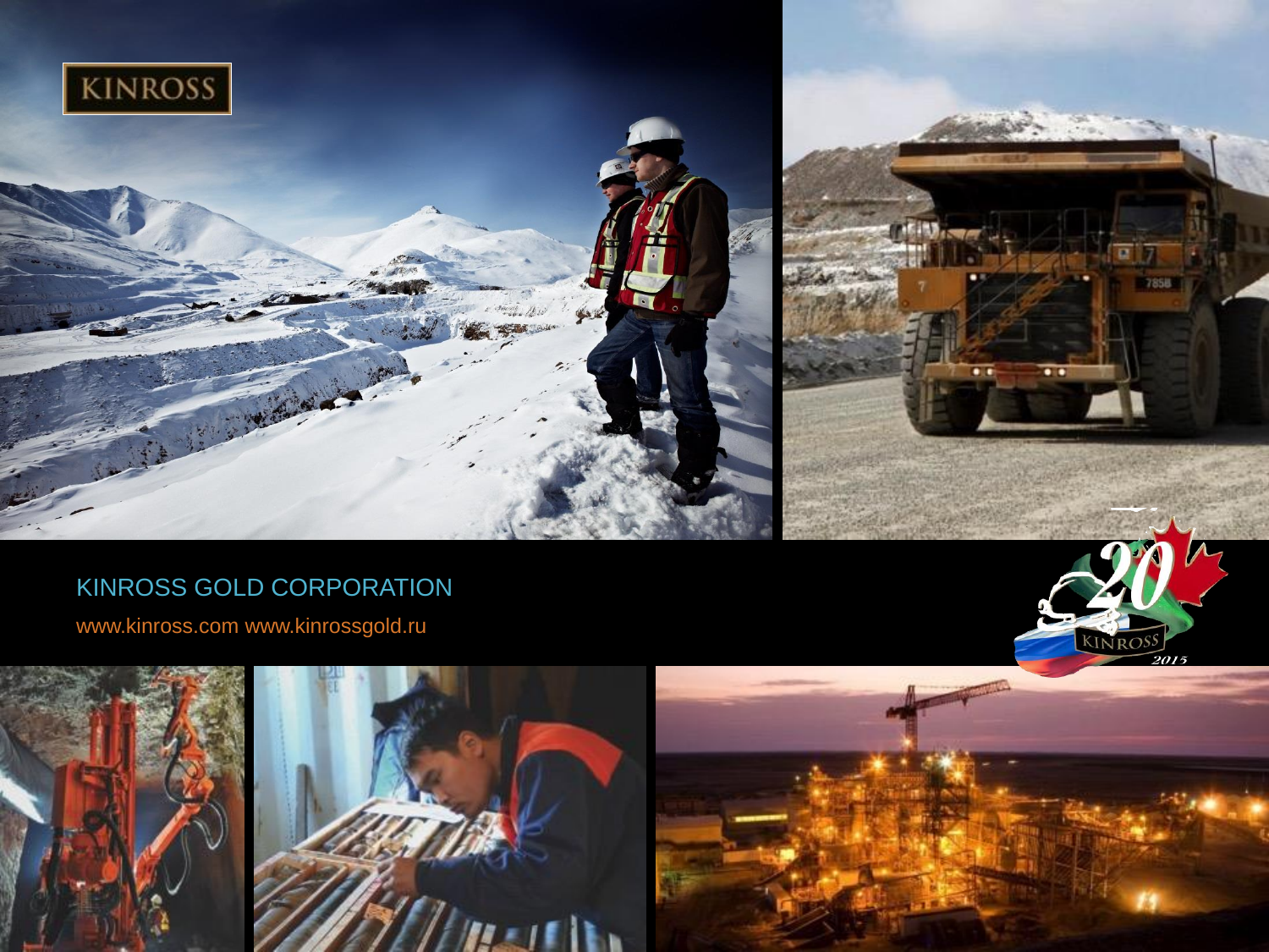KINROSS GOLD CORPORATION

www.kinross.com www.kinrossgold.ru